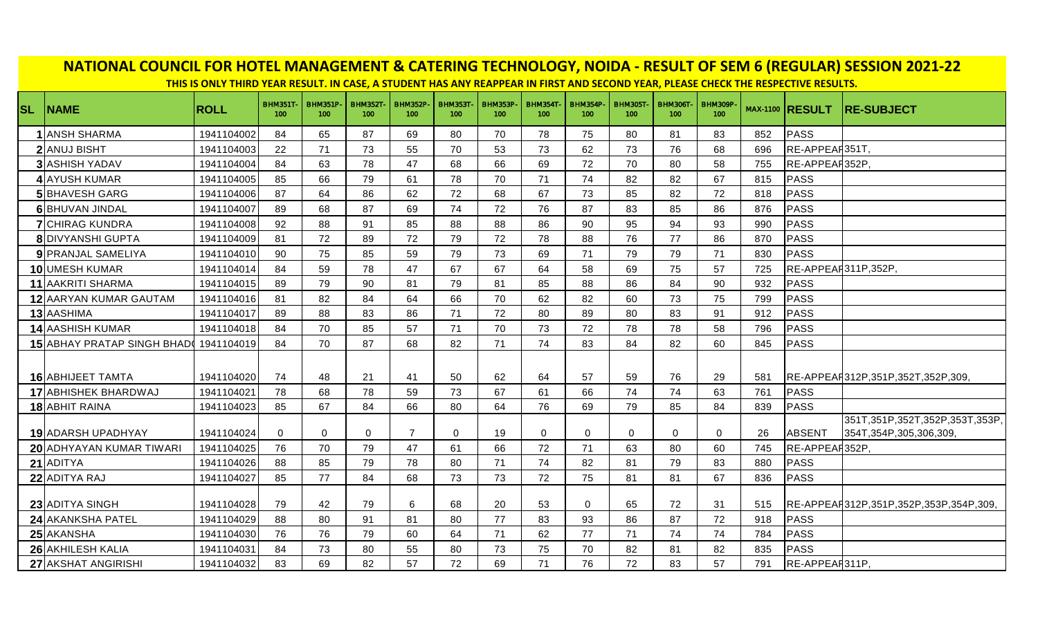# NATIONAL COUNCIL FOR HOTEL MANAGEMENT & CATERING TECHNOLOGY, NOIDA - RESULT OF SEM 6 (REGULAR) SESSION 2021-22

**THIS IS ONLY THIRD YEAR RESULT. IN CASE, A STUDENT HAS ANY REAPPEAR IN FIRST AND SECOND YEAR, PLEASE CHECK THE RESPECTIVE RESULTS.**

| SL | NAME | ROLL | BHM351T-100 | BHM351P-100 | BHM352T-100 | BHM352P-100 | BHM353T-100 | BHM353P-100 | BHM354T-100 | BHM354P-100 | BHM305T-100 | BHM306T-100 | BHM309P-100 | MAX-1100 | RESULT | RE-SUBJECT |
|---|---|---|---|---|---|---|---|---|---|---|---|---|---|---|---|---|
| 1 | ANSH SHARMA | 1941104002 | 84 | 65 | 87 | 69 | 80 | 70 | 78 | 75 | 80 | 81 | 83 | 852 | PASS | |
| 2 | ANUJ BISHT | 1941104003 | 22 | 71 | 73 | 55 | 70 | 53 | 73 | 62 | 73 | 76 | 68 | 696 | RE-APPEAR | 351T, |
| 3 | ASHISH YADAV | 1941104004 | 84 | 63 | 78 | 47 | 68 | 66 | 69 | 72 | 70 | 80 | 58 | 755 | RE-APPEAR | 352P, |
| 4 | AYUSH KUMAR | 1941104005 | 85 | 66 | 79 | 61 | 78 | 70 | 71 | 74 | 82 | 82 | 67 | 815 | PASS | |
| 5 | BHAVESH GARG | 1941104006 | 87 | 64 | 86 | 62 | 72 | 68 | 67 | 73 | 85 | 82 | 72 | 818 | PASS | |
| 6 | BHUVAN JINDAL | 1941104007 | 89 | 68 | 87 | 69 | 74 | 72 | 76 | 87 | 83 | 85 | 86 | 876 | PASS | |
| 7 | CHIRAG KUNDRA | 1941104008 | 92 | 88 | 91 | 85 | 88 | 88 | 86 | 90 | 95 | 94 | 93 | 990 | PASS | |
| 8 | DIVYANSHI GUPTA | 1941104009 | 81 | 72 | 89 | 72 | 79 | 72 | 78 | 88 | 76 | 77 | 86 | 870 | PASS | |
| 9 | PRANJAL SAMELIYA | 1941104010 | 90 | 75 | 85 | 59 | 79 | 73 | 69 | 71 | 79 | 79 | 71 | 830 | PASS | |
| 10 | UMESH KUMAR | 1941104014 | 84 | 59 | 78 | 47 | 67 | 67 | 64 | 58 | 69 | 75 | 57 | 725 | RE-APPEAR | 311P,352P, |
| 11 | AAKRITI SHARMA | 1941104015 | 89 | 79 | 90 | 81 | 79 | 81 | 85 | 88 | 86 | 84 | 90 | 932 | PASS | |
| 12 | AARYAN KUMAR GAUTAM | 1941104016 | 81 | 82 | 84 | 64 | 66 | 70 | 62 | 82 | 60 | 73 | 75 | 799 | PASS | |
| 13 | AASHIMA | 1941104017 | 89 | 88 | 83 | 86 | 71 | 72 | 80 | 89 | 80 | 83 | 91 | 912 | PASS | |
| 14 | AASHISH KUMAR | 1941104018 | 84 | 70 | 85 | 57 | 71 | 70 | 73 | 72 | 78 | 78 | 58 | 796 | PASS | |
| 15 | ABHAY PRATAP SINGH BHAD | 1941104019 | 84 | 70 | 87 | 68 | 82 | 71 | 74 | 83 | 84 | 82 | 60 | 845 | PASS | |
| 16 | ABHIJEET TAMTA | 1941104020 | 74 | 48 | 21 | 41 | 50 | 62 | 64 | 57 | 59 | 76 | 29 | 581 | RE-APPEAR | 312P,351P,352T,352P,309, |
| 17 | ABHISHEK BHARDWAJ | 1941104021 | 78 | 68 | 78 | 59 | 73 | 67 | 61 | 66 | 74 | 74 | 63 | 761 | PASS | |
| 18 | ABHIT RAINA | 1941104023 | 85 | 67 | 84 | 66 | 80 | 64 | 76 | 69 | 79 | 85 | 84 | 839 | PASS | |
| 19 | ADARSH UPADHYAY | 1941104024 | 0 | 0 | 0 | 7 | 0 | 19 | 0 | 0 | 0 | 0 | 0 | 26 | ABSENT | 351T,351P,352T,352P,353T,353P,354T,354P,305,306,309, |
| 20 | ADHYAYAN KUMAR TIWARI | 1941104025 | 76 | 70 | 79 | 47 | 61 | 66 | 72 | 71 | 63 | 80 | 60 | 745 | RE-APPEAR | 352P, |
| 21 | ADITYA | 1941104026 | 88 | 85 | 79 | 78 | 80 | 71 | 74 | 82 | 81 | 79 | 83 | 880 | PASS | |
| 22 | ADITYA RAJ | 1941104027 | 85 | 77 | 84 | 68 | 73 | 73 | 72 | 75 | 81 | 81 | 67 | 836 | PASS | |
| 23 | ADITYA SINGH | 1941104028 | 79 | 42 | 79 | 6 | 68 | 20 | 53 | 0 | 65 | 72 | 31 | 515 | RE-APPEAR | 312P,351P,352P,353P,354P,309, |
| 24 | AKANKSHA PATEL | 1941104029 | 88 | 80 | 91 | 81 | 80 | 77 | 83 | 93 | 86 | 87 | 72 | 918 | PASS | |
| 25 | AKANSHA | 1941104030 | 76 | 76 | 79 | 60 | 64 | 71 | 62 | 77 | 71 | 74 | 74 | 784 | PASS | |
| 26 | AKHILESH KALIA | 1941104031 | 84 | 73 | 80 | 55 | 80 | 73 | 75 | 70 | 82 | 81 | 82 | 835 | PASS | |
| 27 | AKSHAT ANGIRISHI | 1941104032 | 83 | 69 | 82 | 57 | 72 | 69 | 71 | 76 | 72 | 83 | 57 | 791 | RE-APPEAR | 311P, |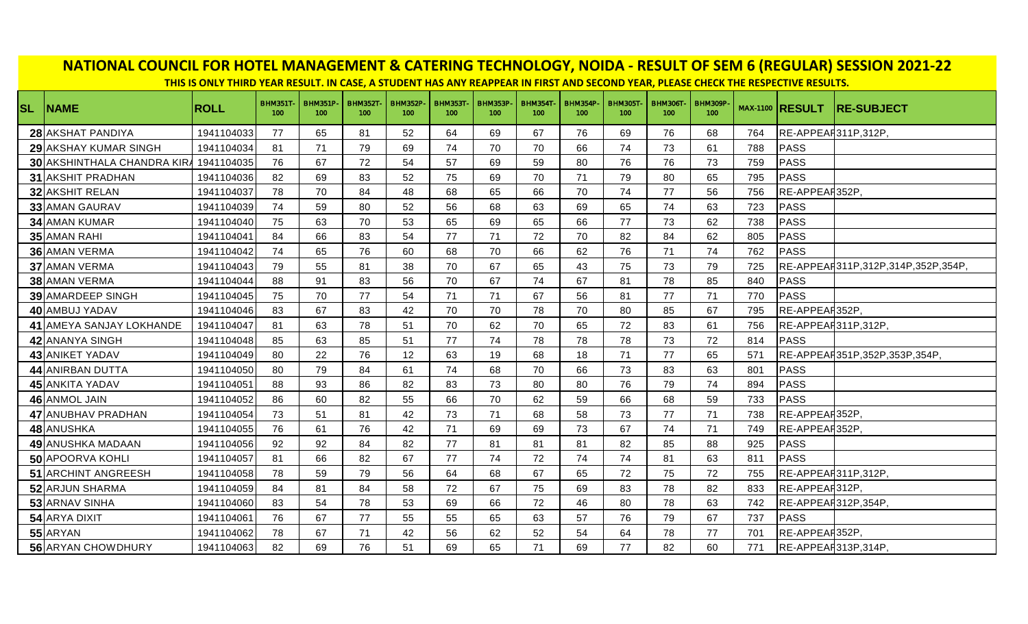## NATIONAL COUNCIL FOR HOTEL MANAGEMENT & CATERING TECHNOLOGY, NOIDA - RESULT OF SEM 6 (REGULAR) SESSION 2021-22

**THIS IS ONLY THIRD YEAR RESULT. IN CASE, A STUDENT HAS ANY REAPPEAR IN FIRST AND SECOND YEAR, PLEASE CHECK THE RESPECTIVE RESULTS.**

| SL | NAME | ROLL | BHM351T-100 | BHM351P-100 | BHM352T-100 | BHM352P-100 | BHM353T-100 | BHM353P-100 | BHM354T-100 | BHM354P-100 | BHM305T-100 | BHM306T-100 | BHM309P-100 | MAX-1100 | RESULT | RE-SUBJECT |
|---|---|---|---|---|---|---|---|---|---|---|---|---|---|---|---|---|
| 28 | AKSHAT PANDIYA | 1941104033 | 77 | 65 | 81 | 52 | 64 | 69 | 67 | 76 | 69 | 76 | 68 | 764 | RE-APPEAR | 311P,312P, |
| 29 | AKSHAY KUMAR SINGH | 1941104034 | 81 | 71 | 79 | 69 | 74 | 70 | 70 | 66 | 74 | 73 | 61 | 788 | PASS | |
| 30 | AKSHINTHALA CHANDRA KIRA | 1941104035 | 76 | 67 | 72 | 54 | 57 | 69 | 59 | 80 | 76 | 76 | 73 | 759 | PASS | |
| 31 | AKSHIT PRADHAN | 1941104036 | 82 | 69 | 83 | 52 | 75 | 69 | 70 | 71 | 79 | 80 | 65 | 795 | PASS | |
| 32 | AKSHIT RELAN | 1941104037 | 78 | 70 | 84 | 48 | 68 | 65 | 66 | 70 | 74 | 77 | 56 | 756 | RE-APPEAR | 352P, |
| 33 | AMAN GAURAV | 1941104039 | 74 | 59 | 80 | 52 | 56 | 68 | 63 | 69 | 65 | 74 | 63 | 723 | PASS | |
| 34 | AMAN KUMAR | 1941104040 | 75 | 63 | 70 | 53 | 65 | 69 | 65 | 66 | 77 | 73 | 62 | 738 | PASS | |
| 35 | AMAN RAHI | 1941104041 | 84 | 66 | 83 | 54 | 77 | 71 | 72 | 70 | 82 | 84 | 62 | 805 | PASS | |
| 36 | AMAN VERMA | 1941104042 | 74 | 65 | 76 | 60 | 68 | 70 | 66 | 62 | 76 | 71 | 74 | 762 | PASS | |
| 37 | AMAN VERMA | 1941104043 | 79 | 55 | 81 | 38 | 70 | 67 | 65 | 43 | 75 | 73 | 79 | 725 | RE-APPEAR | 311P,312P,314P,352P,354P, |
| 38 | AMAN VERMA | 1941104044 | 88 | 91 | 83 | 56 | 70 | 67 | 74 | 67 | 81 | 78 | 85 | 840 | PASS | |
| 39 | AMARDEEP SINGH | 1941104045 | 75 | 70 | 77 | 54 | 71 | 71 | 67 | 56 | 81 | 77 | 71 | 770 | PASS | |
| 40 | AMBUJ YADAV | 1941104046 | 83 | 67 | 83 | 42 | 70 | 70 | 78 | 70 | 80 | 85 | 67 | 795 | RE-APPEAR | 352P, |
| 41 | AMEYA SANJAY LOKHANDE | 1941104047 | 81 | 63 | 78 | 51 | 70 | 62 | 70 | 65 | 72 | 83 | 61 | 756 | RE-APPEAR | 311P,312P, |
| 42 | ANANYA SINGH | 1941104048 | 85 | 63 | 85 | 51 | 77 | 74 | 78 | 78 | 78 | 73 | 72 | 814 | PASS | |
| 43 | ANIKET YADAV | 1941104049 | 80 | 22 | 76 | 12 | 63 | 19 | 68 | 18 | 71 | 77 | 65 | 571 | RE-APPEAR | 351P,352P,353P,354P, |
| 44 | ANIRBAN DUTTA | 1941104050 | 80 | 79 | 84 | 61 | 74 | 68 | 70 | 66 | 73 | 83 | 63 | 801 | PASS | |
| 45 | ANKITA YADAV | 1941104051 | 88 | 93 | 86 | 82 | 83 | 73 | 80 | 80 | 76 | 79 | 74 | 894 | PASS | |
| 46 | ANMOL JAIN | 1941104052 | 86 | 60 | 82 | 55 | 66 | 70 | 62 | 59 | 66 | 68 | 59 | 733 | PASS | |
| 47 | ANUBHAV PRADHAN | 1941104054 | 73 | 51 | 81 | 42 | 73 | 71 | 68 | 58 | 73 | 77 | 71 | 738 | RE-APPEAR | 352P, |
| 48 | ANUSHKA | 1941104055 | 76 | 61 | 76 | 42 | 71 | 69 | 69 | 73 | 67 | 74 | 71 | 749 | RE-APPEAR | 352P, |
| 49 | ANUSHKA MADAAN | 1941104056 | 92 | 92 | 84 | 82 | 77 | 81 | 81 | 81 | 82 | 85 | 88 | 925 | PASS | |
| 50 | APOORVA KOHLI | 1941104057 | 81 | 66 | 82 | 67 | 77 | 74 | 72 | 74 | 74 | 81 | 63 | 811 | PASS | |
| 51 | ARCHINT ANGREESH | 1941104058 | 78 | 59 | 79 | 56 | 64 | 68 | 67 | 65 | 72 | 75 | 72 | 755 | RE-APPEAR | 311P,312P, |
| 52 | ARJUN SHARMA | 1941104059 | 84 | 81 | 84 | 58 | 72 | 67 | 75 | 69 | 83 | 78 | 82 | 833 | RE-APPEAR | 312P, |
| 53 | ARNAV SINHA | 1941104060 | 83 | 54 | 78 | 53 | 69 | 66 | 72 | 46 | 80 | 78 | 63 | 742 | RE-APPEAR | 312P,354P, |
| 54 | ARYA DIXIT | 1941104061 | 76 | 67 | 77 | 55 | 55 | 65 | 63 | 57 | 76 | 79 | 67 | 737 | PASS | |
| 55 | ARYAN | 1941104062 | 78 | 67 | 71 | 42 | 56 | 62 | 52 | 54 | 64 | 78 | 77 | 701 | RE-APPEAR | 352P, |
| 56 | ARYAN CHOWDHURY | 1941104063 | 82 | 69 | 76 | 51 | 69 | 65 | 71 | 69 | 77 | 82 | 60 | 771 | RE-APPEAR | 313P,314P, |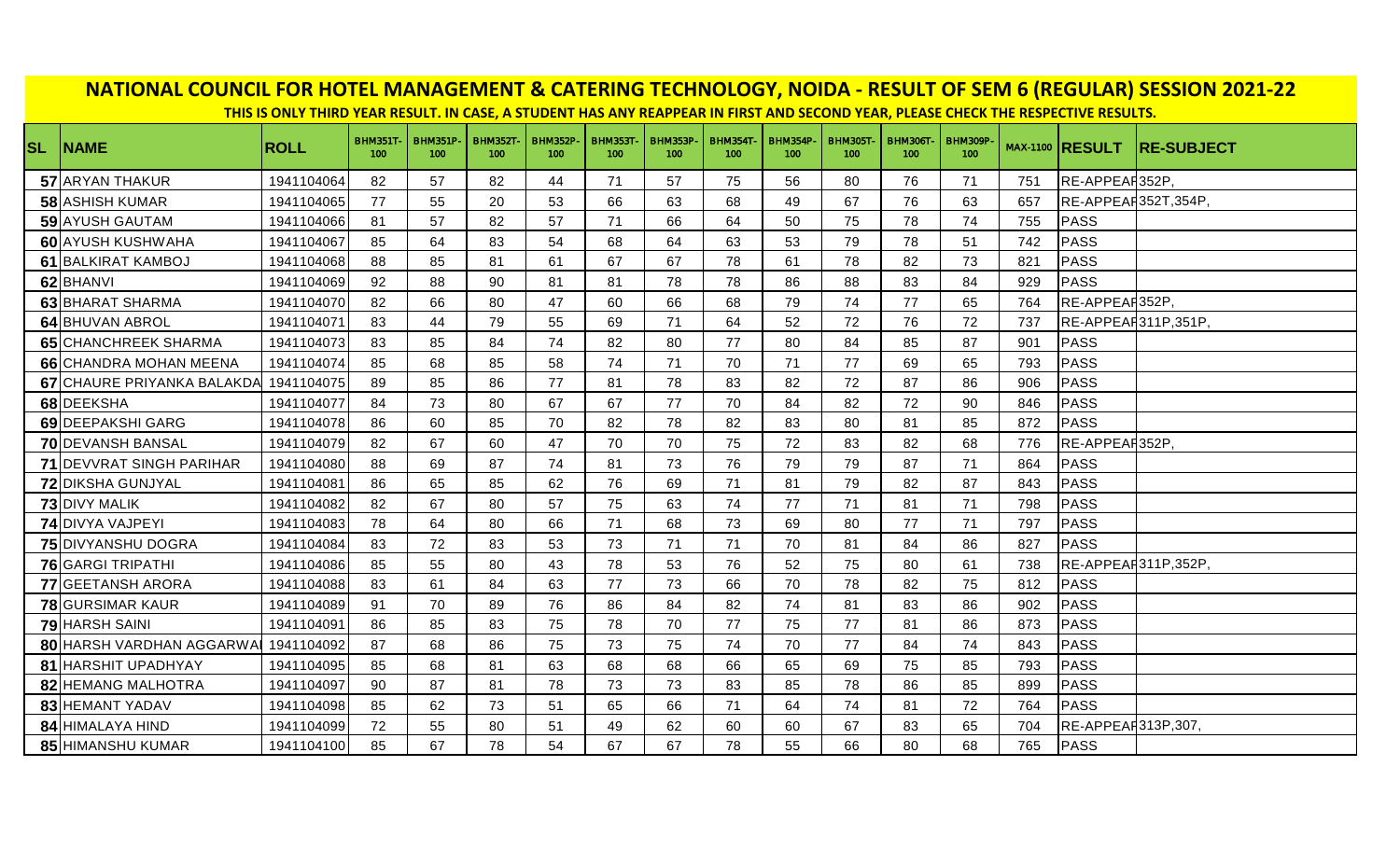# NATIONAL COUNCIL FOR HOTEL MANAGEMENT & CATERING TECHNOLOGY, NOIDA - RESULT OF SEM 6 (REGULAR) SESSION 2021-22

**THIS IS ONLY THIRD YEAR RESULT. IN CASE, A STUDENT HAS ANY REAPPEAR IN FIRST AND SECOND YEAR, PLEASE CHECK THE RESPECTIVE RESULTS.**

| SL | NAME | ROLL | BHM351T-100 | BHM351P-100 | BHM352T-100 | BHM352P-100 | BHM353T-100 | BHM353P-100 | BHM354T-100 | BHM354P-100 | BHM305T-100 | BHM306T-100 | BHM309P-100 | MAX-1100 | RESULT | RE-SUBJECT |
|---|---|---|---|---|---|---|---|---|---|---|---|---|---|---|---|---|
| 57 | ARYAN THAKUR | 1941104064 | 82 | 57 | 82 | 44 | 71 | 57 | 75 | 56 | 80 | 76 | 71 | 751 | RE-APPEAR | 352P, |
| 58 | ASHISH KUMAR | 1941104065 | 77 | 55 | 20 | 53 | 66 | 63 | 68 | 49 | 67 | 76 | 63 | 657 | RE-APPEAR | 352T,354P, |
| 59 | AYUSH GAUTAM | 1941104066 | 81 | 57 | 82 | 57 | 71 | 66 | 64 | 50 | 75 | 78 | 74 | 755 | PASS | |
| 60 | AYUSH KUSHWAHA | 1941104067 | 85 | 64 | 83 | 54 | 68 | 64 | 63 | 53 | 79 | 78 | 51 | 742 | PASS | |
| 61 | BALKIRAT KAMBOJ | 1941104068 | 88 | 85 | 81 | 61 | 67 | 67 | 78 | 61 | 78 | 82 | 73 | 821 | PASS | |
| 62 | BHANVI | 1941104069 | 92 | 88 | 90 | 81 | 81 | 78 | 78 | 86 | 88 | 83 | 84 | 929 | PASS | |
| 63 | BHARAT SHARMA | 1941104070 | 82 | 66 | 80 | 47 | 60 | 66 | 68 | 79 | 74 | 77 | 65 | 764 | RE-APPEAR | 352P, |
| 64 | BHUVAN ABROL | 1941104071 | 83 | 44 | 79 | 55 | 69 | 71 | 64 | 52 | 72 | 76 | 72 | 737 | RE-APPEAR | 311P,351P, |
| 65 | CHANCHREEK SHARMA | 1941104073 | 83 | 85 | 84 | 74 | 82 | 80 | 77 | 80 | 84 | 85 | 87 | 901 | PASS | |
| 66 | CHANDRA MOHAN MEENA | 1941104074 | 85 | 68 | 85 | 58 | 74 | 71 | 70 | 71 | 77 | 69 | 65 | 793 | PASS | |
| 67 | CHAURE PRIYANKA BALAKDA | 1941104075 | 89 | 85 | 86 | 77 | 81 | 78 | 83 | 82 | 72 | 87 | 86 | 906 | PASS | |
| 68 | DEEKSHA | 1941104077 | 84 | 73 | 80 | 67 | 67 | 77 | 70 | 84 | 82 | 72 | 90 | 846 | PASS | |
| 69 | DEEPAKSHI GARG | 1941104078 | 86 | 60 | 85 | 70 | 82 | 78 | 82 | 83 | 80 | 81 | 85 | 872 | PASS | |
| 70 | DEVANSH BANSAL | 1941104079 | 82 | 67 | 60 | 47 | 70 | 70 | 75 | 72 | 83 | 82 | 68 | 776 | RE-APPEAR | 352P, |
| 71 | DEVVRAT SINGH PARIHAR | 1941104080 | 88 | 69 | 87 | 74 | 81 | 73 | 76 | 79 | 79 | 87 | 71 | 864 | PASS | |
| 72 | DIKSHA GUNJYAL | 1941104081 | 86 | 65 | 85 | 62 | 76 | 69 | 71 | 81 | 79 | 82 | 87 | 843 | PASS | |
| 73 | DIVY MALIK | 1941104082 | 82 | 67 | 80 | 57 | 75 | 63 | 74 | 77 | 71 | 81 | 71 | 798 | PASS | |
| 74 | DIVYA VAJPEYI | 1941104083 | 78 | 64 | 80 | 66 | 71 | 68 | 73 | 69 | 80 | 77 | 71 | 797 | PASS | |
| 75 | DIVYANSHU DOGRA | 1941104084 | 83 | 72 | 83 | 53 | 73 | 71 | 71 | 70 | 81 | 84 | 86 | 827 | PASS | |
| 76 | GARGI TRIPATHI | 1941104086 | 85 | 55 | 80 | 43 | 78 | 53 | 76 | 52 | 75 | 80 | 61 | 738 | RE-APPEAR | 311P,352P, |
| 77 | GEETANSH ARORA | 1941104088 | 83 | 61 | 84 | 63 | 77 | 73 | 66 | 70 | 78 | 82 | 75 | 812 | PASS | |
| 78 | GURSIMAR KAUR | 1941104089 | 91 | 70 | 89 | 76 | 86 | 84 | 82 | 74 | 81 | 83 | 86 | 902 | PASS | |
| 79 | HARSH SAINI | 1941104091 | 86 | 85 | 83 | 75 | 78 | 70 | 77 | 75 | 77 | 81 | 86 | 873 | PASS | |
| 80 | HARSH VARDHAN AGGARWAL | 1941104092 | 87 | 68 | 86 | 75 | 73 | 75 | 74 | 70 | 77 | 84 | 74 | 843 | PASS | |
| 81 | HARSHIT UPADHYAY | 1941104095 | 85 | 68 | 81 | 63 | 68 | 68 | 66 | 65 | 69 | 75 | 85 | 793 | PASS | |
| 82 | HEMANG MALHOTRA | 1941104097 | 90 | 87 | 81 | 78 | 73 | 73 | 83 | 85 | 78 | 86 | 85 | 899 | PASS | |
| 83 | HEMANT YADAV | 1941104098 | 85 | 62 | 73 | 51 | 65 | 66 | 71 | 64 | 74 | 81 | 72 | 764 | PASS | |
| 84 | HIMALAYA HIND | 1941104099 | 72 | 55 | 80 | 51 | 49 | 62 | 60 | 60 | 67 | 83 | 65 | 704 | RE-APPEAR | 313P,307, |
| 85 | HIMANSHU KUMAR | 1941104100 | 85 | 67 | 78 | 54 | 67 | 67 | 78 | 55 | 66 | 80 | 68 | 765 | PASS | |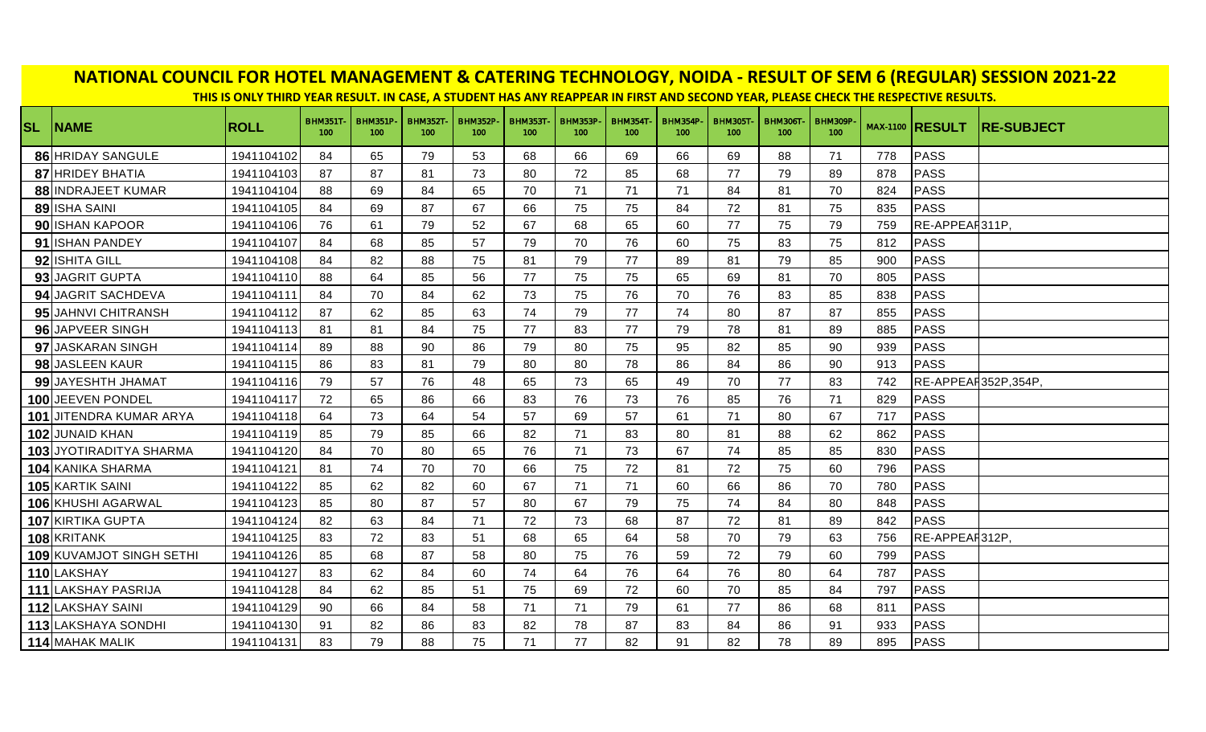# NATIONAL COUNCIL FOR HOTEL MANAGEMENT & CATERING TECHNOLOGY, NOIDA - RESULT OF SEM 6 (REGULAR) SESSION 2021-22

**THIS IS ONLY THIRD YEAR RESULT. IN CASE, A STUDENT HAS ANY REAPPEAR IN FIRST AND SECOND YEAR, PLEASE CHECK THE RESPECTIVE RESULTS.**

| SL | NAME | ROLL | BHM351T-100 | BHM351P-100 | BHM352T-100 | BHM352P-100 | BHM353T-100 | BHM353P-100 | BHM354T-100 | BHM354P-100 | BHM305T-100 | BHM306T-100 | BHM309P-100 | MAX-1100 | RESULT | RE-SUBJECT |
|---|---|---|---|---|---|---|---|---|---|---|---|---|---|---|---|---|
| 86 | HRIDAY SANGULE | 1941104102 | 84 | 65 | 79 | 53 | 68 | 66 | 69 | 66 | 69 | 88 | 71 | 778 | PASS | |
| 87 | HRIDEY BHATIA | 1941104103 | 87 | 87 | 81 | 73 | 80 | 72 | 85 | 68 | 77 | 79 | 89 | 878 | PASS | |
| 88 | INDRAJEET KUMAR | 1941104104 | 88 | 69 | 84 | 65 | 70 | 71 | 71 | 71 | 84 | 81 | 70 | 824 | PASS | |
| 89 | ISHA SAINI | 1941104105 | 84 | 69 | 87 | 67 | 66 | 75 | 75 | 84 | 72 | 81 | 75 | 835 | PASS | |
| 90 | ISHAN KAPOOR | 1941104106 | 76 | 61 | 79 | 52 | 67 | 68 | 65 | 60 | 77 | 75 | 79 | 759 | RE-APPEAR | 311P, |
| 91 | ISHAN PANDEY | 1941104107 | 84 | 68 | 85 | 57 | 79 | 70 | 76 | 60 | 75 | 83 | 75 | 812 | PASS | |
| 92 | ISHITA GILL | 1941104108 | 84 | 82 | 88 | 75 | 81 | 79 | 77 | 89 | 81 | 79 | 85 | 900 | PASS | |
| 93 | JAGRIT GUPTA | 1941104110 | 88 | 64 | 85 | 56 | 77 | 75 | 75 | 65 | 69 | 81 | 70 | 805 | PASS | |
| 94 | JAGRIT SACHDEVA | 1941104111 | 84 | 70 | 84 | 62 | 73 | 75 | 76 | 70 | 76 | 83 | 85 | 838 | PASS | |
| 95 | JAHNVI CHITRANSH | 1941104112 | 87 | 62 | 85 | 63 | 74 | 79 | 77 | 74 | 80 | 87 | 87 | 855 | PASS | |
| 96 | JAPVEER SINGH | 1941104113 | 81 | 81 | 84 | 75 | 77 | 83 | 77 | 79 | 78 | 81 | 89 | 885 | PASS | |
| 97 | JASKARAN SINGH | 1941104114 | 89 | 88 | 90 | 86 | 79 | 80 | 75 | 95 | 82 | 85 | 90 | 939 | PASS | |
| 98 | JASLEEN KAUR | 1941104115 | 86 | 83 | 81 | 79 | 80 | 80 | 78 | 86 | 84 | 86 | 90 | 913 | PASS | |
| 99 | JAYESHTH JHAMAT | 1941104116 | 79 | 57 | 76 | 48 | 65 | 73 | 65 | 49 | 70 | 77 | 83 | 742 | RE-APPEAR | 352P,354P, |
| 100 | JEEVEN PONDEL | 1941104117 | 72 | 65 | 86 | 66 | 83 | 76 | 73 | 76 | 85 | 76 | 71 | 829 | PASS | |
| 101 | JITENDRA KUMAR ARYA | 1941104118 | 64 | 73 | 64 | 54 | 57 | 69 | 57 | 61 | 71 | 80 | 67 | 717 | PASS | |
| 102 | JUNAID KHAN | 1941104119 | 85 | 79 | 85 | 66 | 82 | 71 | 83 | 80 | 81 | 88 | 62 | 862 | PASS | |
| 103 | JYOTIRADITYA SHARMA | 1941104120 | 84 | 70 | 80 | 65 | 76 | 71 | 73 | 67 | 74 | 85 | 85 | 830 | PASS | |
| 104 | KANIKA SHARMA | 1941104121 | 81 | 74 | 70 | 70 | 66 | 75 | 72 | 81 | 72 | 75 | 60 | 796 | PASS | |
| 105 | KARTIK SAINI | 1941104122 | 85 | 62 | 82 | 60 | 67 | 71 | 71 | 60 | 66 | 86 | 70 | 780 | PASS | |
| 106 | KHUSHI AGARWAL | 1941104123 | 85 | 80 | 87 | 57 | 80 | 67 | 79 | 75 | 74 | 84 | 80 | 848 | PASS | |
| 107 | KIRTIKA GUPTA | 1941104124 | 82 | 63 | 84 | 71 | 72 | 73 | 68 | 87 | 72 | 81 | 89 | 842 | PASS | |
| 108 | KRITANK | 1941104125 | 83 | 72 | 83 | 51 | 68 | 65 | 64 | 58 | 70 | 79 | 63 | 756 | RE-APPEAR | 312P, |
| 109 | KUVAMJOT SINGH SETHI | 1941104126 | 85 | 68 | 87 | 58 | 80 | 75 | 76 | 59 | 72 | 79 | 60 | 799 | PASS | |
| 110 | LAKSHAY | 1941104127 | 83 | 62 | 84 | 60 | 74 | 64 | 76 | 64 | 76 | 80 | 64 | 787 | PASS | |
| 111 | LAKSHAY PASRIJA | 1941104128 | 84 | 62 | 85 | 51 | 75 | 69 | 72 | 60 | 70 | 85 | 84 | 797 | PASS | |
| 112 | LAKSHAY SAINI | 1941104129 | 90 | 66 | 84 | 58 | 71 | 71 | 79 | 61 | 77 | 86 | 68 | 811 | PASS | |
| 113 | LAKSHAYA SONDHI | 1941104130 | 91 | 82 | 86 | 83 | 82 | 78 | 87 | 83 | 84 | 86 | 91 | 933 | PASS | |
| 114 | MAHAK MALIK | 1941104131 | 83 | 79 | 88 | 75 | 71 | 77 | 82 | 91 | 82 | 78 | 89 | 895 | PASS | |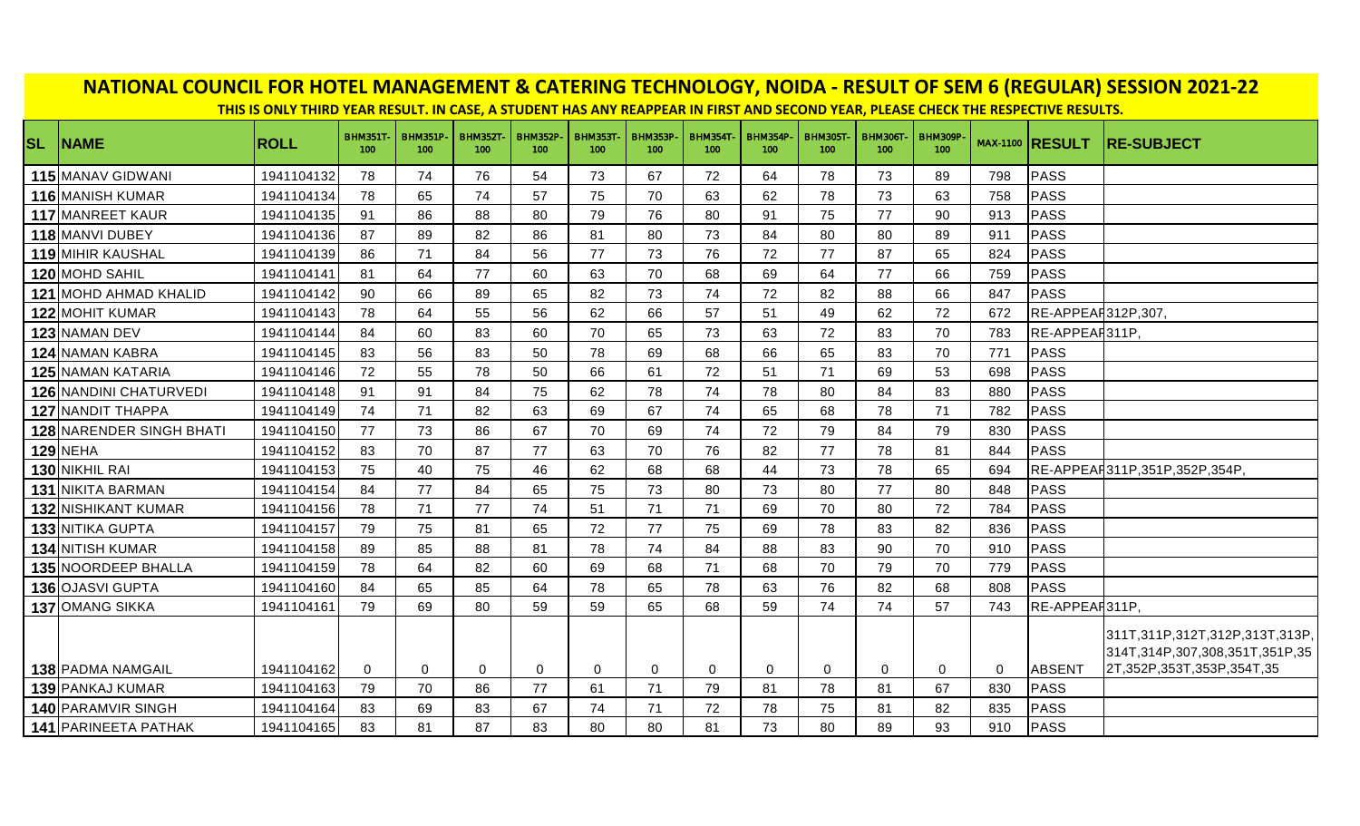# NATIONAL COUNCIL FOR HOTEL MANAGEMENT & CATERING TECHNOLOGY, NOIDA - RESULT OF SEM 6 (REGULAR) SESSION 2021-22

**THIS IS ONLY THIRD YEAR RESULT. IN CASE, A STUDENT HAS ANY REAPPEAR IN FIRST AND SECOND YEAR, PLEASE CHECK THE RESPECTIVE RESULTS.**

| SL | NAME | ROLL | BHM351T-100 | BHM351P-100 | BHM352T-100 | BHM352P-100 | BHM353T-100 | BHM353P-100 | BHM354T-100 | BHM354P-100 | BHM305T-100 | BHM306T-100 | BHM309P-100 | MAX-1100 | RESULT | RE-SUBJECT |
|---|---|---|---|---|---|---|---|---|---|---|---|---|---|---|---|---|
| 115 | MANAV GIDWANI | 1941104132 | 78 | 74 | 76 | 54 | 73 | 67 | 72 | 64 | 78 | 73 | 89 | 798 | PASS | |
| 116 | MANISH KUMAR | 1941104134 | 78 | 65 | 74 | 57 | 75 | 70 | 63 | 62 | 78 | 73 | 63 | 758 | PASS | |
| 117 | MANREET KAUR | 1941104135 | 91 | 86 | 88 | 80 | 79 | 76 | 80 | 91 | 75 | 77 | 90 | 913 | PASS | |
| 118 | MANVI DUBEY | 1941104136 | 87 | 89 | 82 | 86 | 81 | 80 | 73 | 84 | 80 | 80 | 89 | 911 | PASS | |
| 119 | MIHIR KAUSHAL | 1941104139 | 86 | 71 | 84 | 56 | 77 | 73 | 76 | 72 | 77 | 87 | 65 | 824 | PASS | |
| 120 | MOHD SAHIL | 1941104141 | 81 | 64 | 77 | 60 | 63 | 70 | 68 | 69 | 64 | 77 | 66 | 759 | PASS | |
| 121 | MOHD AHMAD KHALID | 1941104142 | 90 | 66 | 89 | 65 | 82 | 73 | 74 | 72 | 82 | 88 | 66 | 847 | PASS | |
| 122 | MOHIT KUMAR | 1941104143 | 78 | 64 | 55 | 56 | 62 | 66 | 57 | 51 | 49 | 62 | 72 | 672 | RE-APPEAR | 312P,307, |
| 123 | NAMAN DEV | 1941104144 | 84 | 60 | 83 | 60 | 70 | 65 | 73 | 63 | 72 | 83 | 70 | 783 | RE-APPEAR | 311P, |
| 124 | NAMAN KABRA | 1941104145 | 83 | 56 | 83 | 50 | 78 | 69 | 68 | 66 | 65 | 83 | 70 | 771 | PASS | |
| 125 | NAMAN KATARIA | 1941104146 | 72 | 55 | 78 | 50 | 66 | 61 | 72 | 51 | 71 | 69 | 53 | 698 | PASS | |
| 126 | NANDINI CHATURVEDI | 1941104148 | 91 | 91 | 84 | 75 | 62 | 78 | 74 | 78 | 80 | 84 | 83 | 880 | PASS | |
| 127 | NANDIT THAPPA | 1941104149 | 74 | 71 | 82 | 63 | 69 | 67 | 74 | 65 | 68 | 78 | 71 | 782 | PASS | |
| 128 | NARENDER SINGH BHATI | 1941104150 | 77 | 73 | 86 | 67 | 70 | 69 | 74 | 72 | 79 | 84 | 79 | 830 | PASS | |
| 129 | NEHA | 1941104152 | 83 | 70 | 87 | 77 | 63 | 70 | 76 | 82 | 77 | 78 | 81 | 844 | PASS | |
| 130 | NIKHIL RAI | 1941104153 | 75 | 40 | 75 | 46 | 62 | 68 | 68 | 44 | 73 | 78 | 65 | 694 | RE-APPEAR | 311P,351P,352P,354P, |
| 131 | NIKITA BARMAN | 1941104154 | 84 | 77 | 84 | 65 | 75 | 73 | 80 | 73 | 80 | 77 | 80 | 848 | PASS | |
| 132 | NISHIKANT KUMAR | 1941104156 | 78 | 71 | 77 | 74 | 51 | 71 | 71 | 69 | 70 | 80 | 72 | 784 | PASS | |
| 133 | NITIKA GUPTA | 1941104157 | 79 | 75 | 81 | 65 | 72 | 77 | 75 | 69 | 78 | 83 | 82 | 836 | PASS | |
| 134 | NITISH KUMAR | 1941104158 | 89 | 85 | 88 | 81 | 78 | 74 | 84 | 88 | 83 | 90 | 70 | 910 | PASS | |
| 135 | NOORDEEP BHALLA | 1941104159 | 78 | 64 | 82 | 60 | 69 | 68 | 71 | 68 | 70 | 79 | 70 | 779 | PASS | |
| 136 | OJASVI GUPTA | 1941104160 | 84 | 65 | 85 | 64 | 78 | 65 | 78 | 63 | 76 | 82 | 68 | 808 | PASS | |
| 137 | OMANG SIKKA | 1941104161 | 79 | 69 | 80 | 59 | 59 | 65 | 68 | 59 | 74 | 74 | 57 | 743 | RE-APPEAR | 311P, |
| 138 | PADMA NAMGAIL | 1941104162 | 0 | 0 | 0 | 0 | 0 | 0 | 0 | 0 | 0 | 0 | 0 | 0 | ABSENT | 311T,311P,312T,312P,313T,313P,314T,314P,307,308,351T,351P,352T,352P,353T,353P,354T,35 |
| 139 | PANKAJ KUMAR | 1941104163 | 79 | 70 | 86 | 77 | 61 | 71 | 79 | 81 | 78 | 81 | 67 | 830 | PASS | |
| 140 | PARAMVIR SINGH | 1941104164 | 83 | 69 | 83 | 67 | 74 | 71 | 72 | 78 | 75 | 81 | 82 | 835 | PASS | |
| 141 | PARINEETA PATHAK | 1941104165 | 83 | 81 | 87 | 83 | 80 | 80 | 81 | 73 | 80 | 89 | 93 | 910 | PASS | |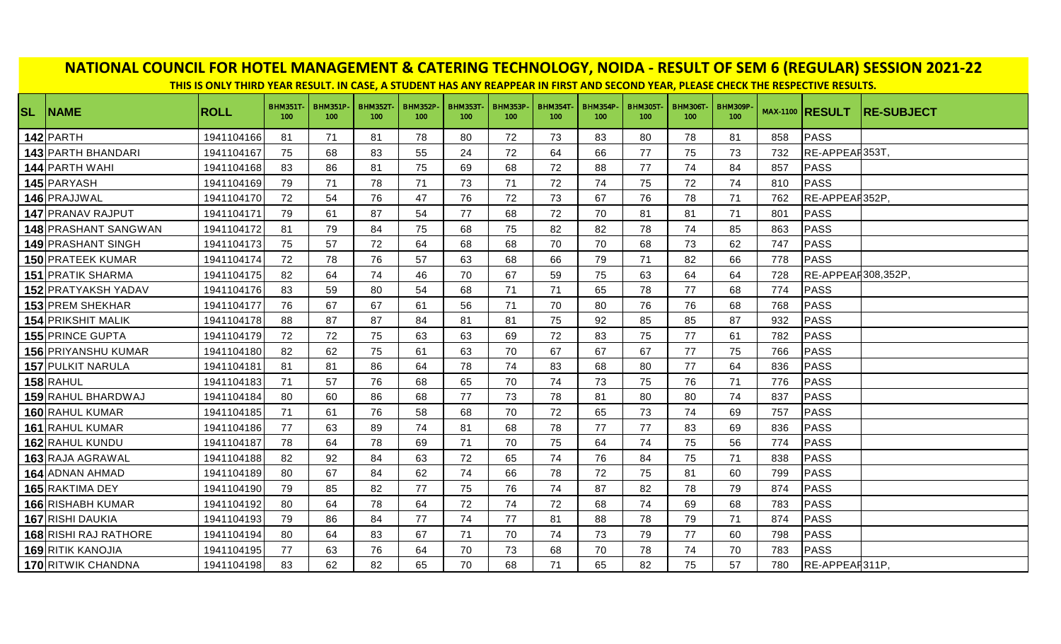# NATIONAL COUNCIL FOR HOTEL MANAGEMENT & CATERING TECHNOLOGY, NOIDA - RESULT OF SEM 6 (REGULAR) SESSION 2021-22

**THIS IS ONLY THIRD YEAR RESULT. IN CASE, A STUDENT HAS ANY REAPPEAR IN FIRST AND SECOND YEAR, PLEASE CHECK THE RESPECTIVE RESULTS.**

| SL | NAME | ROLL | BHM351T-100 | BHM351P-100 | BHM352T-100 | BHM352P-100 | BHM353T-100 | BHM353P-100 | BHM354T-100 | BHM354P-100 | BHM305T-100 | BHM306T-100 | BHM309P-100 | MAX-1100 | RESULT | RE-SUBJECT |
|---|---|---|---|---|---|---|---|---|---|---|---|---|---|---|---|---|
| 142 | PARTH | 1941104166 | 81 | 71 | 81 | 78 | 80 | 72 | 73 | 83 | 80 | 78 | 81 | 858 | PASS | |
| 143 | PARTH BHANDARI | 1941104167 | 75 | 68 | 83 | 55 | 24 | 72 | 64 | 66 | 77 | 75 | 73 | 732 | RE-APPEAR | 353T, |
| 144 | PARTH WAHI | 1941104168 | 83 | 86 | 81 | 75 | 69 | 68 | 72 | 88 | 77 | 74 | 84 | 857 | PASS | |
| 145 | PARYASH | 1941104169 | 79 | 71 | 78 | 71 | 73 | 71 | 72 | 74 | 75 | 72 | 74 | 810 | PASS | |
| 146 | PRAJJWAL | 1941104170 | 72 | 54 | 76 | 47 | 76 | 72 | 73 | 67 | 76 | 78 | 71 | 762 | RE-APPEAR | 352P, |
| 147 | PRANAV RAJPUT | 1941104171 | 79 | 61 | 87 | 54 | 77 | 68 | 72 | 70 | 81 | 81 | 71 | 801 | PASS | |
| 148 | PRASHANT SANGWAN | 1941104172 | 81 | 79 | 84 | 75 | 68 | 75 | 82 | 82 | 78 | 74 | 85 | 863 | PASS | |
| 149 | PRASHANT SINGH | 1941104173 | 75 | 57 | 72 | 64 | 68 | 68 | 70 | 70 | 68 | 73 | 62 | 747 | PASS | |
| 150 | PRATEEK KUMAR | 1941104174 | 72 | 78 | 76 | 57 | 63 | 68 | 66 | 79 | 71 | 82 | 66 | 778 | PASS | |
| 151 | PRATIK SHARMA | 1941104175 | 82 | 64 | 74 | 46 | 70 | 67 | 59 | 75 | 63 | 64 | 64 | 728 | RE-APPEAR | 308,352P, |
| 152 | PRATYAKSH YADAV | 1941104176 | 83 | 59 | 80 | 54 | 68 | 71 | 71 | 65 | 78 | 77 | 68 | 774 | PASS | |
| 153 | PREM SHEKHAR | 1941104177 | 76 | 67 | 67 | 61 | 56 | 71 | 70 | 80 | 76 | 76 | 68 | 768 | PASS | |
| 154 | PRIKSHIT MALIK | 1941104178 | 88 | 87 | 87 | 84 | 81 | 81 | 75 | 92 | 85 | 85 | 87 | 932 | PASS | |
| 155 | PRINCE GUPTA | 1941104179 | 72 | 72 | 75 | 63 | 63 | 69 | 72 | 83 | 75 | 77 | 61 | 782 | PASS | |
| 156 | PRIYANSHU KUMAR | 1941104180 | 82 | 62 | 75 | 61 | 63 | 70 | 67 | 67 | 67 | 77 | 75 | 766 | PASS | |
| 157 | PULKIT NARULA | 1941104181 | 81 | 81 | 86 | 64 | 78 | 74 | 83 | 68 | 80 | 77 | 64 | 836 | PASS | |
| 158 | RAHUL | 1941104183 | 71 | 57 | 76 | 68 | 65 | 70 | 74 | 73 | 75 | 76 | 71 | 776 | PASS | |
| 159 | RAHUL BHARDWAJ | 1941104184 | 80 | 60 | 86 | 68 | 77 | 73 | 78 | 81 | 80 | 80 | 74 | 837 | PASS | |
| 160 | RAHUL KUMAR | 1941104185 | 71 | 61 | 76 | 58 | 68 | 70 | 72 | 65 | 73 | 74 | 69 | 757 | PASS | |
| 161 | RAHUL KUMAR | 1941104186 | 77 | 63 | 89 | 74 | 81 | 68 | 78 | 77 | 77 | 83 | 69 | 836 | PASS | |
| 162 | RAHUL KUNDU | 1941104187 | 78 | 64 | 78 | 69 | 71 | 70 | 75 | 64 | 74 | 75 | 56 | 774 | PASS | |
| 163 | RAJA AGRAWAL | 1941104188 | 82 | 92 | 84 | 63 | 72 | 65 | 74 | 76 | 84 | 75 | 71 | 838 | PASS | |
| 164 | ADNAN AHMAD | 1941104189 | 80 | 67 | 84 | 62 | 74 | 66 | 78 | 72 | 75 | 81 | 60 | 799 | PASS | |
| 165 | RAKTIMA DEY | 1941104190 | 79 | 85 | 82 | 77 | 75 | 76 | 74 | 87 | 82 | 78 | 79 | 874 | PASS | |
| 166 | RISHABH KUMAR | 1941104192 | 80 | 64 | 78 | 64 | 72 | 74 | 72 | 68 | 74 | 69 | 68 | 783 | PASS | |
| 167 | RISHI DAUKIA | 1941104193 | 79 | 86 | 84 | 77 | 74 | 77 | 81 | 88 | 78 | 79 | 71 | 874 | PASS | |
| 168 | RISHI RAJ RATHORE | 1941104194 | 80 | 64 | 83 | 67 | 71 | 70 | 74 | 73 | 79 | 77 | 60 | 798 | PASS | |
| 169 | RITIK KANOJIA | 1941104195 | 77 | 63 | 76 | 64 | 70 | 73 | 68 | 70 | 78 | 74 | 70 | 783 | PASS | |
| 170 | RITWIK CHANDNA | 1941104198 | 83 | 62 | 82 | 65 | 70 | 68 | 71 | 65 | 82 | 75 | 57 | 780 | RE-APPEAR | 311P, |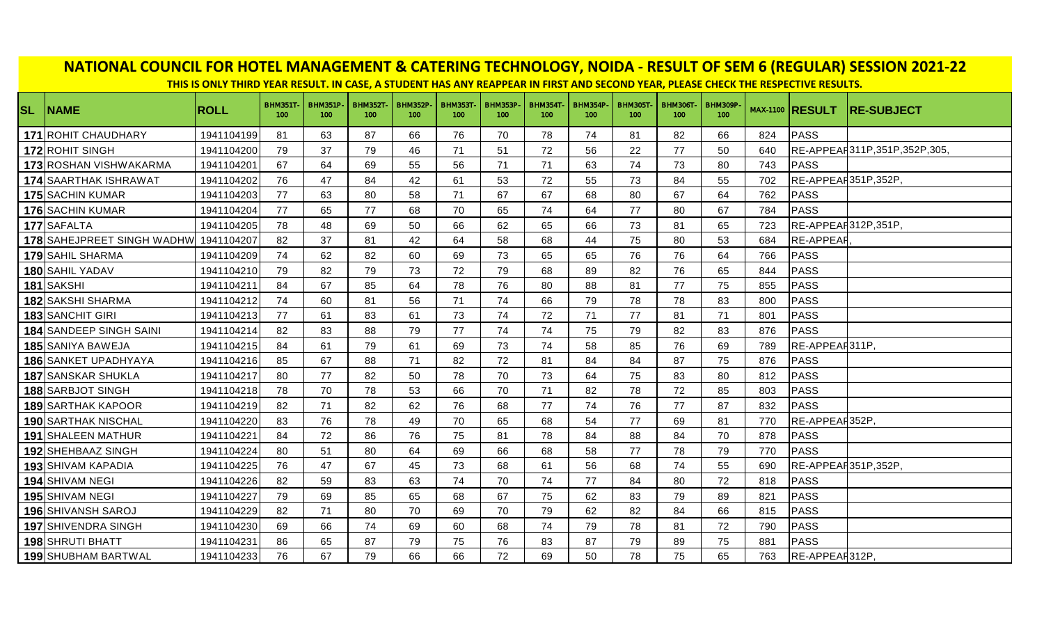# NATIONAL COUNCIL FOR HOTEL MANAGEMENT & CATERING TECHNOLOGY, NOIDA - RESULT OF SEM 6 (REGULAR) SESSION 2021-22

**THIS IS ONLY THIRD YEAR RESULT. IN CASE, A STUDENT HAS ANY REAPPEAR IN FIRST AND SECOND YEAR, PLEASE CHECK THE RESPECTIVE RESULTS.**

| SL | NAME | ROLL | BHM351T-100 | BHM351P-100 | BHM352T-100 | BHM352P-100 | BHM353T-100 | BHM353P-100 | BHM354T-100 | BHM354P-100 | BHM305T-100 | BHM306T-100 | BHM309P-100 | MAX-1100 | RESULT | RE-SUBJECT |
|---|---|---|---|---|---|---|---|---|---|---|---|---|---|---|---|---|
| 171 | ROHIT CHAUDHARY | 1941104199 | 81 | 63 | 87 | 66 | 76 | 70 | 78 | 74 | 81 | 82 | 66 | 824 | PASS | |
| 172 | ROHIT SINGH | 1941104200 | 79 | 37 | 79 | 46 | 71 | 51 | 72 | 56 | 22 | 77 | 50 | 640 | RE-APPEAR | 311P,351P,352P,305, |
| 173 | ROSHAN VISHWAKARMA | 1941104201 | 67 | 64 | 69 | 55 | 56 | 71 | 71 | 63 | 74 | 73 | 80 | 743 | PASS | |
| 174 | SAARTHAK ISHRAWAT | 1941104202 | 76 | 47 | 84 | 42 | 61 | 53 | 72 | 55 | 73 | 84 | 55 | 702 | RE-APPEAR | 351P,352P, |
| 175 | SACHIN KUMAR | 1941104203 | 77 | 63 | 80 | 58 | 71 | 67 | 67 | 68 | 80 | 67 | 64 | 762 | PASS | |
| 176 | SACHIN KUMAR | 1941104204 | 77 | 65 | 77 | 68 | 70 | 65 | 74 | 64 | 77 | 80 | 67 | 784 | PASS | |
| 177 | SAFALTA | 1941104205 | 78 | 48 | 69 | 50 | 66 | 62 | 65 | 66 | 73 | 81 | 65 | 723 | RE-APPEAR | 312P,351P, |
| 178 | SAHEJPREET SINGH WADHW | 1941104207 | 82 | 37 | 81 | 42 | 64 | 58 | 68 | 44 | 75 | 80 | 53 | 684 | RE-APPEAR | , |
| 179 | SAHIL SHARMA | 1941104209 | 74 | 62 | 82 | 60 | 69 | 73 | 65 | 65 | 76 | 76 | 64 | 766 | PASS | |
| 180 | SAHIL YADAV | 1941104210 | 79 | 82 | 79 | 73 | 72 | 79 | 68 | 89 | 82 | 76 | 65 | 844 | PASS | |
| 181 | SAKSHI | 1941104211 | 84 | 67 | 85 | 64 | 78 | 76 | 80 | 88 | 81 | 77 | 75 | 855 | PASS | |
| 182 | SAKSHI SHARMA | 1941104212 | 74 | 60 | 81 | 56 | 71 | 74 | 66 | 79 | 78 | 78 | 83 | 800 | PASS | |
| 183 | SANCHIT GIRI | 1941104213 | 77 | 61 | 83 | 61 | 73 | 74 | 72 | 71 | 77 | 81 | 71 | 801 | PASS | |
| 184 | SANDEEP SINGH SAINI | 1941104214 | 82 | 83 | 88 | 79 | 77 | 74 | 74 | 75 | 79 | 82 | 83 | 876 | PASS | |
| 185 | SANIYA BAWEJA | 1941104215 | 84 | 61 | 79 | 61 | 69 | 73 | 74 | 58 | 85 | 76 | 69 | 789 | RE-APPEAR | 311P, |
| 186 | SANKET UPADHYAYA | 1941104216 | 85 | 67 | 88 | 71 | 82 | 72 | 81 | 84 | 84 | 87 | 75 | 876 | PASS | |
| 187 | SANSKAR SHUKLA | 1941104217 | 80 | 77 | 82 | 50 | 78 | 70 | 73 | 64 | 75 | 83 | 80 | 812 | PASS | |
| 188 | SARBJOT SINGH | 1941104218 | 78 | 70 | 78 | 53 | 66 | 70 | 71 | 82 | 78 | 72 | 85 | 803 | PASS | |
| 189 | SARTHAK KAPOOR | 1941104219 | 82 | 71 | 82 | 62 | 76 | 68 | 77 | 74 | 76 | 77 | 87 | 832 | PASS | |
| 190 | SARTHAK NISCHAL | 1941104220 | 83 | 76 | 78 | 49 | 70 | 65 | 68 | 54 | 77 | 69 | 81 | 770 | RE-APPEAR | 352P, |
| 191 | SHALEEN MATHUR | 1941104221 | 84 | 72 | 86 | 76 | 75 | 81 | 78 | 84 | 88 | 84 | 70 | 878 | PASS | |
| 192 | SHEHBAAZ SINGH | 1941104224 | 80 | 51 | 80 | 64 | 69 | 66 | 68 | 58 | 77 | 78 | 79 | 770 | PASS | |
| 193 | SHIVAM KAPADIA | 1941104225 | 76 | 47 | 67 | 45 | 73 | 68 | 61 | 56 | 68 | 74 | 55 | 690 | RE-APPEAR | 351P,352P, |
| 194 | SHIVAM NEGI | 1941104226 | 82 | 59 | 83 | 63 | 74 | 70 | 74 | 77 | 84 | 80 | 72 | 818 | PASS | |
| 195 | SHIVAM NEGI | 1941104227 | 79 | 69 | 85 | 65 | 68 | 67 | 75 | 62 | 83 | 79 | 89 | 821 | PASS | |
| 196 | SHIVANSH SAROJ | 1941104229 | 82 | 71 | 80 | 70 | 69 | 70 | 79 | 62 | 82 | 84 | 66 | 815 | PASS | |
| 197 | SHIVENDRA SINGH | 1941104230 | 69 | 66 | 74 | 69 | 60 | 68 | 74 | 79 | 78 | 81 | 72 | 790 | PASS | |
| 198 | SHRUTI BHATT | 1941104231 | 86 | 65 | 87 | 79 | 75 | 76 | 83 | 87 | 79 | 89 | 75 | 881 | PASS | |
| 199 | SHUBHAM BARTWAL | 1941104233 | 76 | 67 | 79 | 66 | 66 | 72 | 69 | 50 | 78 | 75 | 65 | 763 | RE-APPEAR | 312P, |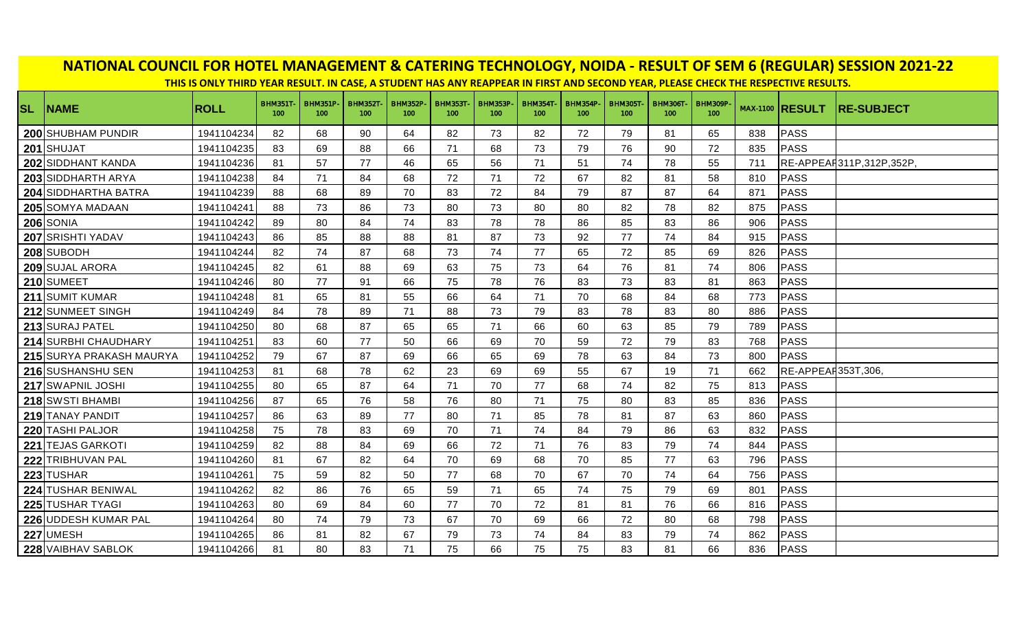# NATIONAL COUNCIL FOR HOTEL MANAGEMENT & CATERING TECHNOLOGY, NOIDA - RESULT OF SEM 6 (REGULAR) SESSION 2021-22

**THIS IS ONLY THIRD YEAR RESULT. IN CASE, A STUDENT HAS ANY REAPPEAR IN FIRST AND SECOND YEAR, PLEASE CHECK THE RESPECTIVE RESULTS.**

| SL | NAME | ROLL | BHM351T-100 | BHM351P-100 | BHM352T-100 | BHM352P-100 | BHM353T-100 | BHM353P-100 | BHM354T-100 | BHM354P-100 | BHM305T-100 | BHM306T-100 | BHM309P-100 | MAX-1100 | RESULT | RE-SUBJECT |
|---|---|---|---|---|---|---|---|---|---|---|---|---|---|---|---|---|
| 200 | SHUBHAM PUNDIR | 1941104234 | 82 | 68 | 90 | 64 | 82 | 73 | 82 | 72 | 79 | 81 | 65 | 838 | PASS | |
| 201 | SHUJAT | 1941104235 | 83 | 69 | 88 | 66 | 71 | 68 | 73 | 79 | 76 | 90 | 72 | 835 | PASS | |
| 202 | SIDDHANT KANDA | 1941104236 | 81 | 57 | 77 | 46 | 65 | 56 | 71 | 51 | 74 | 78 | 55 | 711 | RE-APPEAR | 311P,312P,352P, |
| 203 | SIDDHARTH ARYA | 1941104238 | 84 | 71 | 84 | 68 | 72 | 71 | 72 | 67 | 82 | 81 | 58 | 810 | PASS | |
| 204 | SIDDHARTHA BATRA | 1941104239 | 88 | 68 | 89 | 70 | 83 | 72 | 84 | 79 | 87 | 87 | 64 | 871 | PASS | |
| 205 | SOMYA MADAAN | 1941104241 | 88 | 73 | 86 | 73 | 80 | 73 | 80 | 80 | 82 | 78 | 82 | 875 | PASS | |
| 206 | SONIA | 1941104242 | 89 | 80 | 84 | 74 | 83 | 78 | 78 | 86 | 85 | 83 | 86 | 906 | PASS | |
| 207 | SRISHTI YADAV | 1941104243 | 86 | 85 | 88 | 88 | 81 | 87 | 73 | 92 | 77 | 74 | 84 | 915 | PASS | |
| 208 | SUBODH | 1941104244 | 82 | 74 | 87 | 68 | 73 | 74 | 77 | 65 | 72 | 85 | 69 | 826 | PASS | |
| 209 | SUJAL ARORA | 1941104245 | 82 | 61 | 88 | 69 | 63 | 75 | 73 | 64 | 76 | 81 | 74 | 806 | PASS | |
| 210 | SUMEET | 1941104246 | 80 | 77 | 91 | 66 | 75 | 78 | 76 | 83 | 73 | 83 | 81 | 863 | PASS | |
| 211 | SUMIT KUMAR | 1941104248 | 81 | 65 | 81 | 55 | 66 | 64 | 71 | 70 | 68 | 84 | 68 | 773 | PASS | |
| 212 | SUNMEET SINGH | 1941104249 | 84 | 78 | 89 | 71 | 88 | 73 | 79 | 83 | 78 | 83 | 80 | 886 | PASS | |
| 213 | SURAJ PATEL | 1941104250 | 80 | 68 | 87 | 65 | 65 | 71 | 66 | 60 | 63 | 85 | 79 | 789 | PASS | |
| 214 | SURBHI CHAUDHARY | 1941104251 | 83 | 60 | 77 | 50 | 66 | 69 | 70 | 59 | 72 | 79 | 83 | 768 | PASS | |
| 215 | SURYA PRAKASH MAURYA | 1941104252 | 79 | 67 | 87 | 69 | 66 | 65 | 69 | 78 | 63 | 84 | 73 | 800 | PASS | |
| 216 | SUSHANSHU SEN | 1941104253 | 81 | 68 | 78 | 62 | 23 | 69 | 69 | 55 | 67 | 19 | 71 | 662 | RE-APPEAR | 353T,306, |
| 217 | SWAPNIL JOSHI | 1941104255 | 80 | 65 | 87 | 64 | 71 | 70 | 77 | 68 | 74 | 82 | 75 | 813 | PASS | |
| 218 | SWSTI BHAMBI | 1941104256 | 87 | 65 | 76 | 58 | 76 | 80 | 71 | 75 | 80 | 83 | 85 | 836 | PASS | |
| 219 | TANAY PANDIT | 1941104257 | 86 | 63 | 89 | 77 | 80 | 71 | 85 | 78 | 81 | 87 | 63 | 860 | PASS | |
| 220 | TASHI PALJOR | 1941104258 | 75 | 78 | 83 | 69 | 70 | 71 | 74 | 84 | 79 | 86 | 63 | 832 | PASS | |
| 221 | TEJAS GARKOTI | 1941104259 | 82 | 88 | 84 | 69 | 66 | 72 | 71 | 76 | 83 | 79 | 74 | 844 | PASS | |
| 222 | TRIBHUVAN PAL | 1941104260 | 81 | 67 | 82 | 64 | 70 | 69 | 68 | 70 | 85 | 77 | 63 | 796 | PASS | |
| 223 | TUSHAR | 1941104261 | 75 | 59 | 82 | 50 | 77 | 68 | 70 | 67 | 70 | 74 | 64 | 756 | PASS | |
| 224 | TUSHAR BENIWAL | 1941104262 | 82 | 86 | 76 | 65 | 59 | 71 | 65 | 74 | 75 | 79 | 69 | 801 | PASS | |
| 225 | TUSHAR TYAGI | 1941104263 | 80 | 69 | 84 | 60 | 77 | 70 | 72 | 81 | 81 | 76 | 66 | 816 | PASS | |
| 226 | UDDESH KUMAR PAL | 1941104264 | 80 | 74 | 79 | 73 | 67 | 70 | 69 | 66 | 72 | 80 | 68 | 798 | PASS | |
| 227 | UMESH | 1941104265 | 86 | 81 | 82 | 67 | 79 | 73 | 74 | 84 | 83 | 79 | 74 | 862 | PASS | |
| 228 | VAIBHAV SABLOK | 1941104266 | 81 | 80 | 83 | 71 | 75 | 66 | 75 | 75 | 83 | 81 | 66 | 836 | PASS | |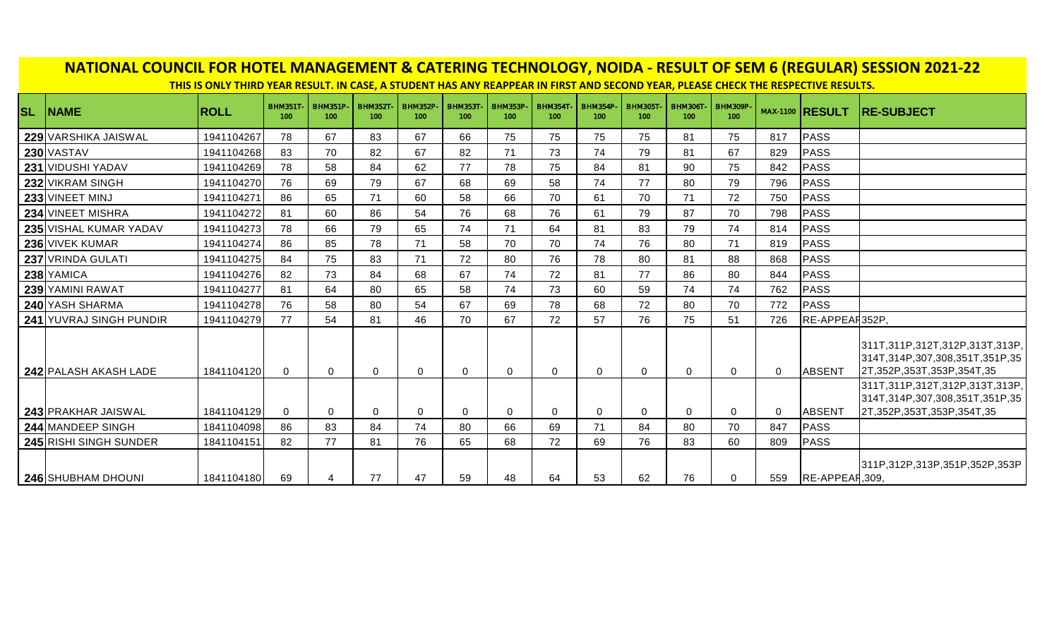# NATIONAL COUNCIL FOR HOTEL MANAGEMENT & CATERING TECHNOLOGY, NOIDA - RESULT OF SEM 6 (REGULAR) SESSION 2021-22

**THIS IS ONLY THIRD YEAR RESULT. IN CASE, A STUDENT HAS ANY REAPPEAR IN FIRST AND SECOND YEAR, PLEASE CHECK THE RESPECTIVE RESULTS.**

| SL | NAME | ROLL | BHM351T-100 | BHM351P-100 | BHM352T-100 | BHM352P-100 | BHM353T-100 | BHM353P-100 | BHM354T-100 | BHM354P-100 | BHM305T-100 | BHM306T-100 | BHM309P-100 | MAX-1100 | RESULT | RE-SUBJECT |
|---|---|---|---|---|---|---|---|---|---|---|---|---|---|---|---|---|
| 229 | VARSHIKA JAISWAL | 1941104267 | 78 | 67 | 83 | 67 | 66 | 75 | 75 | 75 | 75 | 81 | 75 | 817 | PASS | |
| 230 | VASTAV | 1941104268 | 83 | 70 | 82 | 67 | 82 | 71 | 73 | 74 | 79 | 81 | 67 | 829 | PASS | |
| 231 | VIDUSHI YADAV | 1941104269 | 78 | 58 | 84 | 62 | 77 | 78 | 75 | 84 | 81 | 90 | 75 | 842 | PASS | |
| 232 | VIKRAM SINGH | 1941104270 | 76 | 69 | 79 | 67 | 68 | 69 | 58 | 74 | 77 | 80 | 79 | 796 | PASS | |
| 233 | VINEET MINJ | 1941104271 | 86 | 65 | 71 | 60 | 58 | 66 | 70 | 61 | 70 | 71 | 72 | 750 | PASS | |
| 234 | VINEET MISHRA | 1941104272 | 81 | 60 | 86 | 54 | 76 | 68 | 76 | 61 | 79 | 87 | 70 | 798 | PASS | |
| 235 | VISHAL KUMAR YADAV | 1941104273 | 78 | 66 | 79 | 65 | 74 | 71 | 64 | 81 | 83 | 79 | 74 | 814 | PASS | |
| 236 | VIVEK KUMAR | 1941104274 | 86 | 85 | 78 | 71 | 58 | 70 | 70 | 74 | 76 | 80 | 71 | 819 | PASS | |
| 237 | VRINDA GULATI | 1941104275 | 84 | 75 | 83 | 71 | 72 | 80 | 76 | 78 | 80 | 81 | 88 | 868 | PASS | |
| 238 | YAMICA | 1941104276 | 82 | 73 | 84 | 68 | 67 | 74 | 72 | 81 | 77 | 86 | 80 | 844 | PASS | |
| 239 | YAMINI RAWAT | 1941104277 | 81 | 64 | 80 | 65 | 58 | 74 | 73 | 60 | 59 | 74 | 74 | 762 | PASS | |
| 240 | YASH SHARMA | 1941104278 | 76 | 58 | 80 | 54 | 67 | 69 | 78 | 68 | 72 | 80 | 70 | 772 | PASS | |
| 241 | YUVRAJ SINGH PUNDIR | 1941104279 | 77 | 54 | 81 | 46 | 70 | 67 | 72 | 57 | 76 | 75 | 51 | 726 | RE-APPEAR | 352P, |
| 242 | PALASH AKASH LADE | 1841104120 | 0 | 0 | 0 | 0 | 0 | 0 | 0 | 0 | 0 | 0 | 0 | 0 | ABSENT | 311T,311P,312T,312P,313T,313P,314T,314P,307,308,351T,351P,352T,352P,353T,353P,354T,35 |
| 243 | PRAKHAR JAISWAL | 1841104129 | 0 | 0 | 0 | 0 | 0 | 0 | 0 | 0 | 0 | 0 | 0 | 0 | ABSENT | 311T,311P,312T,312P,313T,313P,314T,314P,307,308,351T,351P,352T,352P,353T,353P,354T,35 |
| 244 | MANDEEP SINGH | 1841104098 | 86 | 83 | 84 | 74 | 80 | 66 | 69 | 71 | 84 | 80 | 70 | 847 | PASS | |
| 245 | RISHI SINGH SUNDER | 1841104151 | 82 | 77 | 81 | 76 | 65 | 68 | 72 | 69 | 76 | 83 | 60 | 809 | PASS | |
| 246 | SHUBHAM DHOUNI | 1841104180 | 69 | 4 | 77 | 47 | 59 | 48 | 64 | 53 | 62 | 76 | 0 | 559 | RE-APPEAR | 311P,312P,313P,351P,352P,353P,309, |